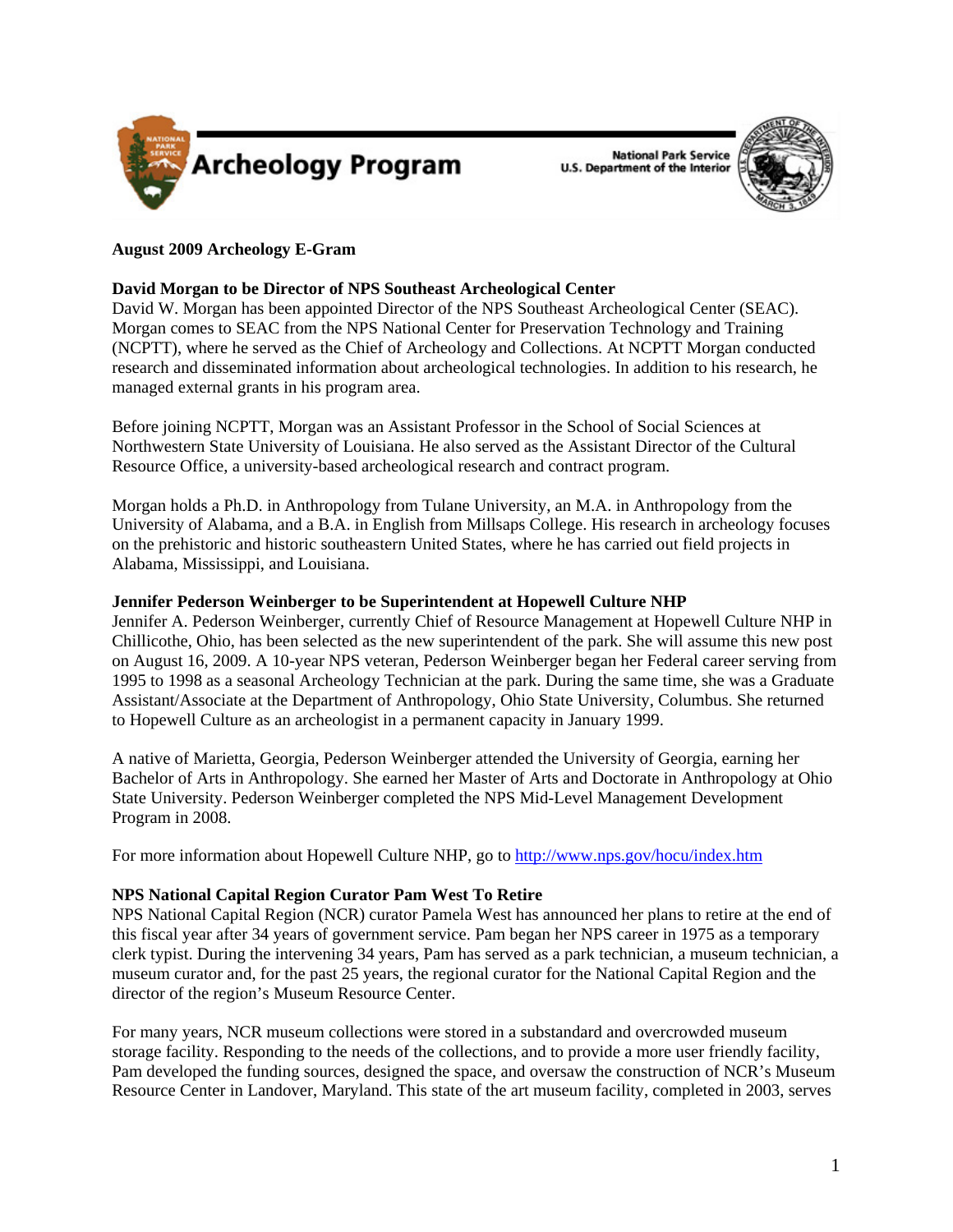# Archeology Program

National Park Service
U.S. Department of the Interior

**August 2009 Archeology E-Gram**

**David Morgan to be Director of NPS Southeast Archeological Center**

David W. Morgan has been appointed Director of the NPS Southeast Archeological Center (SEAC). Morgan comes to SEAC from the NPS National Center for Preservation Technology and Training (NCPTT), where he served as the Chief of Archeology and Collections. At NCPTT Morgan conducted research and disseminated information about archeological technologies. In addition to his research, he managed external grants in his program area.

Before joining NCPTT, Morgan was an Assistant Professor in the School of Social Sciences at Northwestern State University of Louisiana. He also served as the Assistant Director of the Cultural Resource Office, a university-based archeological research and contract program.

Morgan holds a Ph.D. in Anthropology from Tulane University, an M.A. in Anthropology from the University of Alabama, and a B.A. in English from Millsaps College. His research in archeology focuses on the prehistoric and historic southeastern United States, where he has carried out field projects in Alabama, Mississippi, and Louisiana.

**Jennifer Pederson Weinberger to be Superintendent at Hopewell Culture NHP**

Jennifer A. Pederson Weinberger, currently Chief of Resource Management at Hopewell Culture NHP in Chillicothe, Ohio, has been selected as the new superintendent of the park. She will assume this new post on August 16, 2009. A 10-year NPS veteran, Pederson Weinberger began her Federal career serving from 1995 to 1998 as a seasonal Archeology Technician at the park. During the same time, she was a Graduate Assistant/Associate at the Department of Anthropology, Ohio State University, Columbus. She returned to Hopewell Culture as an archeologist in a permanent capacity in January 1999.

A native of Marietta, Georgia, Pederson Weinberger attended the University of Georgia, earning her Bachelor of Arts in Anthropology. She earned her Master of Arts and Doctorate in Anthropology at Ohio State University. Pederson Weinberger completed the NPS Mid-Level Management Development Program in 2008.

For more information about Hopewell Culture NHP, go to http://www.nps.gov/hocu/index.htm

**NPS National Capital Region Curator Pam West To Retire**

NPS National Capital Region (NCR) curator Pamela West has announced her plans to retire at the end of this fiscal year after 34 years of government service. Pam began her NPS career in 1975 as a temporary clerk typist. During the intervening 34 years, Pam has served as a park technician, a museum technician, a museum curator and, for the past 25 years, the regional curator for the National Capital Region and the director of the region's Museum Resource Center.

For many years, NCR museum collections were stored in a substandard and overcrowded museum storage facility. Responding to the needs of the collections, and to provide a more user friendly facility, Pam developed the funding sources, designed the space, and oversaw the construction of NCR's Museum Resource Center in Landover, Maryland. This state of the art museum facility, completed in 2003, serves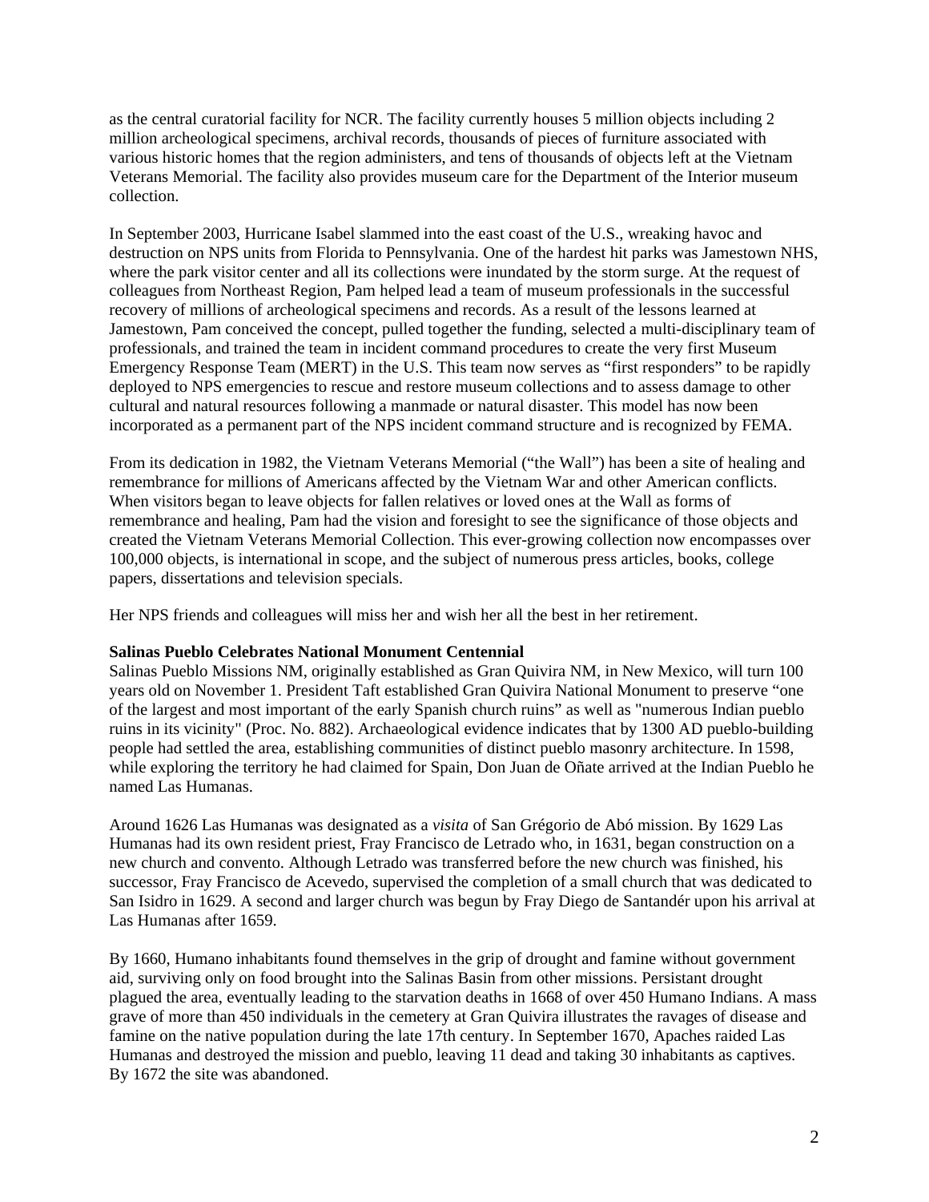as the central curatorial facility for NCR. The facility currently houses 5 million objects including 2 million archeological specimens, archival records, thousands of pieces of furniture associated with various historic homes that the region administers, and tens of thousands of objects left at the Vietnam Veterans Memorial. The facility also provides museum care for the Department of the Interior museum collection.

In September 2003, Hurricane Isabel slammed into the east coast of the U.S., wreaking havoc and destruction on NPS units from Florida to Pennsylvania. One of the hardest hit parks was Jamestown NHS, where the park visitor center and all its collections were inundated by the storm surge. At the request of colleagues from Northeast Region, Pam helped lead a team of museum professionals in the successful recovery of millions of archeological specimens and records. As a result of the lessons learned at Jamestown, Pam conceived the concept, pulled together the funding, selected a multi-disciplinary team of professionals, and trained the team in incident command procedures to create the very first Museum Emergency Response Team (MERT) in the U.S. This team now serves as "first responders" to be rapidly deployed to NPS emergencies to rescue and restore museum collections and to assess damage to other cultural and natural resources following a manmade or natural disaster. This model has now been incorporated as a permanent part of the NPS incident command structure and is recognized by FEMA.

From its dedication in 1982, the Vietnam Veterans Memorial ("the Wall") has been a site of healing and remembrance for millions of Americans affected by the Vietnam War and other American conflicts. When visitors began to leave objects for fallen relatives or loved ones at the Wall as forms of remembrance and healing, Pam had the vision and foresight to see the significance of those objects and created the Vietnam Veterans Memorial Collection. This ever-growing collection now encompasses over 100,000 objects, is international in scope, and the subject of numerous press articles, books, college papers, dissertations and television specials.

Her NPS friends and colleagues will miss her and wish her all the best in her retirement.

**Salinas Pueblo Celebrates National Monument Centennial**

Salinas Pueblo Missions NM, originally established as Gran Quivira NM, in New Mexico, will turn 100 years old on November 1. President Taft established Gran Quivira National Monument to preserve "one of the largest and most important of the early Spanish church ruins" as well as "numerous Indian pueblo ruins in its vicinity" (Proc. No. 882). Archaeological evidence indicates that by 1300 AD pueblo-building people had settled the area, establishing communities of distinct pueblo masonry architecture. In 1598, while exploring the territory he had claimed for Spain, Don Juan de Oñate arrived at the Indian Pueblo he named Las Humanas.

Around 1626 Las Humanas was designated as a *visita* of San Grégorio de Abó mission. By 1629 Las Humanas had its own resident priest, Fray Francisco de Letrado who, in 1631, began construction on a new church and convento. Although Letrado was transferred before the new church was finished, his successor, Fray Francisco de Acevedo, supervised the completion of a small church that was dedicated to San Isidro in 1629. A second and larger church was begun by Fray Diego de Santandér upon his arrival at Las Humanas after 1659.

By 1660, Humano inhabitants found themselves in the grip of drought and famine without government aid, surviving only on food brought into the Salinas Basin from other missions. Persistant drought plagued the area, eventually leading to the starvation deaths in 1668 of over 450 Humano Indians. A mass grave of more than 450 individuals in the cemetery at Gran Quivira illustrates the ravages of disease and famine on the native population during the late 17th century. In September 1670, Apaches raided Las Humanas and destroyed the mission and pueblo, leaving 11 dead and taking 30 inhabitants as captives. By 1672 the site was abandoned.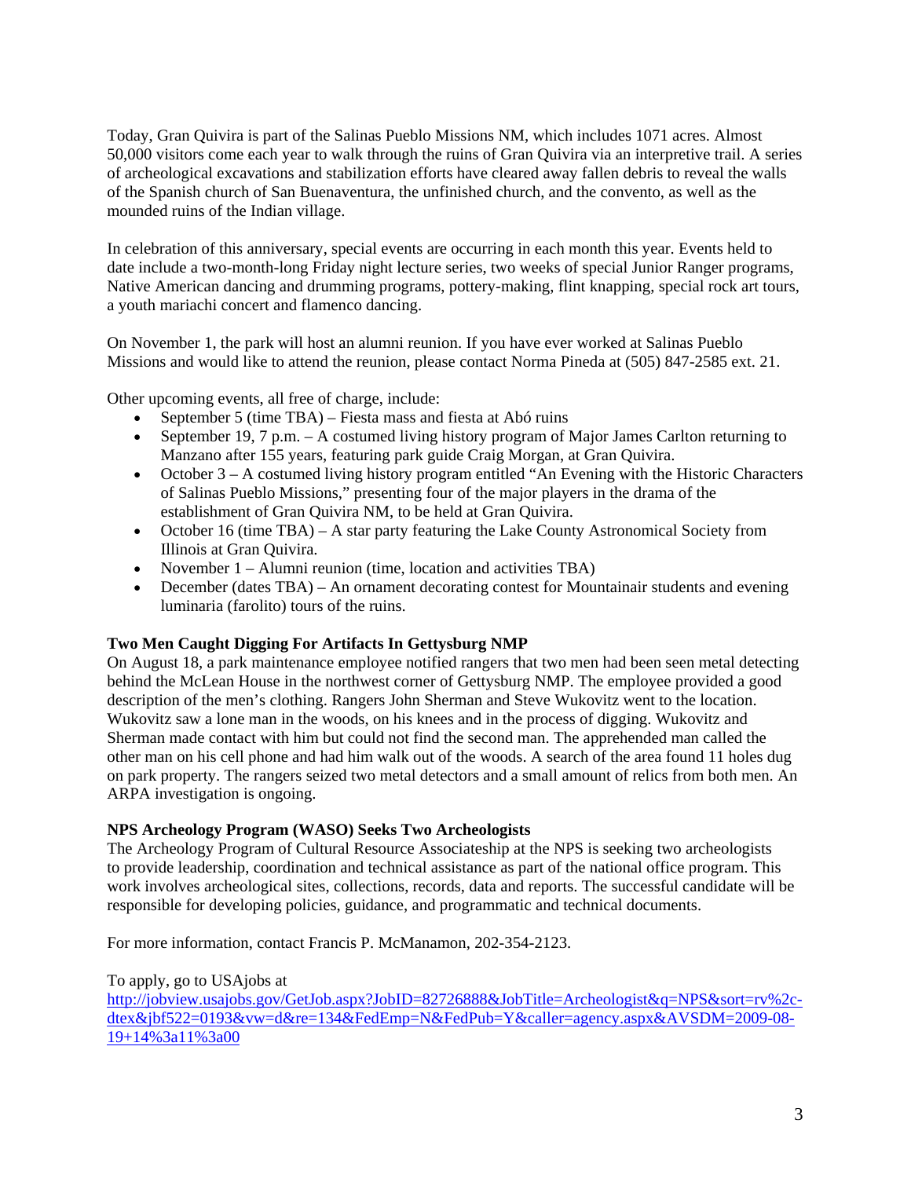Today, Gran Quivira is part of the Salinas Pueblo Missions NM, which includes 1071 acres. Almost 50,000 visitors come each year to walk through the ruins of Gran Quivira via an interpretive trail. A series of archeological excavations and stabilization efforts have cleared away fallen debris to reveal the walls of the Spanish church of San Buenaventura, the unfinished church, and the convento, as well as the mounded ruins of the Indian village.

In celebration of this anniversary, special events are occurring in each month this year. Events held to date include a two-month-long Friday night lecture series, two weeks of special Junior Ranger programs, Native American dancing and drumming programs, pottery-making, flint knapping, special rock art tours, a youth mariachi concert and flamenco dancing.

On November 1, the park will host an alumni reunion. If you have ever worked at Salinas Pueblo Missions and would like to attend the reunion, please contact Norma Pineda at (505) 847-2585 ext. 21.

Other upcoming events, all free of charge, include:

- September 5 (time TBA) – Fiesta mass and fiesta at Abó ruins
- September 19, 7 p.m. – A costumed living history program of Major James Carlton returning to Manzano after 155 years, featuring park guide Craig Morgan, at Gran Quivira.
- October 3 – A costumed living history program entitled "An Evening with the Historic Characters of Salinas Pueblo Missions," presenting four of the major players in the drama of the establishment of Gran Quivira NM, to be held at Gran Quivira.
- October 16 (time TBA) – A star party featuring the Lake County Astronomical Society from Illinois at Gran Quivira.
- November 1 – Alumni reunion (time, location and activities TBA)
- December (dates TBA) – An ornament decorating contest for Mountainair students and evening luminaria (farolito) tours of the ruins.

**Two Men Caught Digging For Artifacts In Gettysburg NMP**

On August 18, a park maintenance employee notified rangers that two men had been seen metal detecting behind the McLean House in the northwest corner of Gettysburg NMP. The employee provided a good description of the men's clothing. Rangers John Sherman and Steve Wukovitz went to the location. Wukovitz saw a lone man in the woods, on his knees and in the process of digging. Wukovitz and Sherman made contact with him but could not find the second man. The apprehended man called the other man on his cell phone and had him walk out of the woods. A search of the area found 11 holes dug on park property. The rangers seized two metal detectors and a small amount of relics from both men. An ARPA investigation is ongoing.

**NPS Archeology Program (WASO) Seeks Two Archeologists**

The Archeology Program of Cultural Resource Associateship at the NPS is seeking two archeologists to provide leadership, coordination and technical assistance as part of the national office program. This work involves archeological sites, collections, records, data and reports. The successful candidate will be responsible for developing policies, guidance, and programmatic and technical documents.

For more information, contact Francis P. McManamon, 202-354-2123.

To apply, go to USAjobs at
http://jobview.usajobs.gov/GetJob.aspx?JobID=82726888&JobTitle=Archeologist&q=NPS&sort=rv%2c-dtex&jbf522=0193&vw=d&re=134&FedEmp=N&FedPub=Y&caller=agency.aspx&AVSDM=2009-08-19+14%3a11%3a00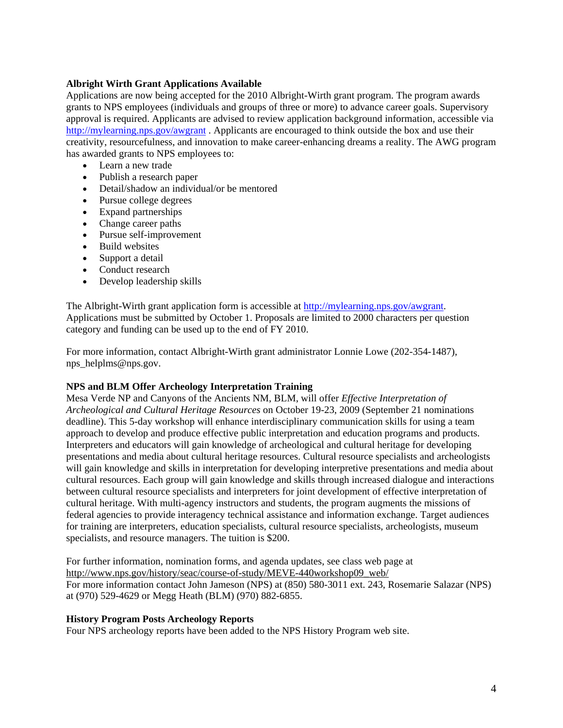**Albright Wirth Grant Applications Available**

Applications are now being accepted for the 2010 Albright-Wirth grant program. The program awards grants to NPS employees (individuals and groups of three or more) to advance career goals. Supervisory approval is required. Applicants are advised to review application background information, accessible via http://mylearning.nps.gov/awgrant . Applicants are encouraged to think outside the box and use their creativity, resourcefulness, and innovation to make career-enhancing dreams a reality. The AWG program has awarded grants to NPS employees to:

- Learn a new trade
- Publish a research paper
- Detail/shadow an individual/or be mentored
- Pursue college degrees
- Expand partnerships
- Change career paths
- Pursue self-improvement
- Build websites
- Support a detail
- Conduct research
- Develop leadership skills

The Albright-Wirth grant application form is accessible at http://mylearning.nps.gov/awgrant. Applications must be submitted by October 1. Proposals are limited to 2000 characters per question category and funding can be used up to the end of FY 2010.

For more information, contact Albright-Wirth grant administrator Lonnie Lowe (202-354-1487), nps_helplms@nps.gov.

**NPS and BLM Offer Archeology Interpretation Training**

Mesa Verde NP and Canyons of the Ancients NM, BLM, will offer *Effective Interpretation of Archeological and Cultural Heritage Resources* on October 19-23, 2009 (September 21 nominations deadline). This 5-day workshop will enhance interdisciplinary communication skills for using a team approach to develop and produce effective public interpretation and education programs and products. Interpreters and educators will gain knowledge of archeological and cultural heritage for developing presentations and media about cultural heritage resources. Cultural resource specialists and archeologists will gain knowledge and skills in interpretation for developing interpretive presentations and media about cultural resources. Each group will gain knowledge and skills through increased dialogue and interactions between cultural resource specialists and interpreters for joint development of effective interpretation of cultural heritage. With multi-agency instructors and students, the program augments the missions of federal agencies to provide interagency technical assistance and information exchange. Target audiences for training are interpreters, education specialists, cultural resource specialists, archeologists, museum specialists, and resource managers. The tuition is $200.

For further information, nomination forms, and agenda updates, see class web page at http://www.nps.gov/history/seac/course-of-study/MEVE-440workshop09_web/
For more information contact John Jameson (NPS) at (850) 580-3011 ext. 243, Rosemarie Salazar (NPS) at (970) 529-4629 or Megg Heath (BLM) (970) 882-6855.

**History Program Posts Archeology Reports**

Four NPS archeology reports have been added to the NPS History Program web site.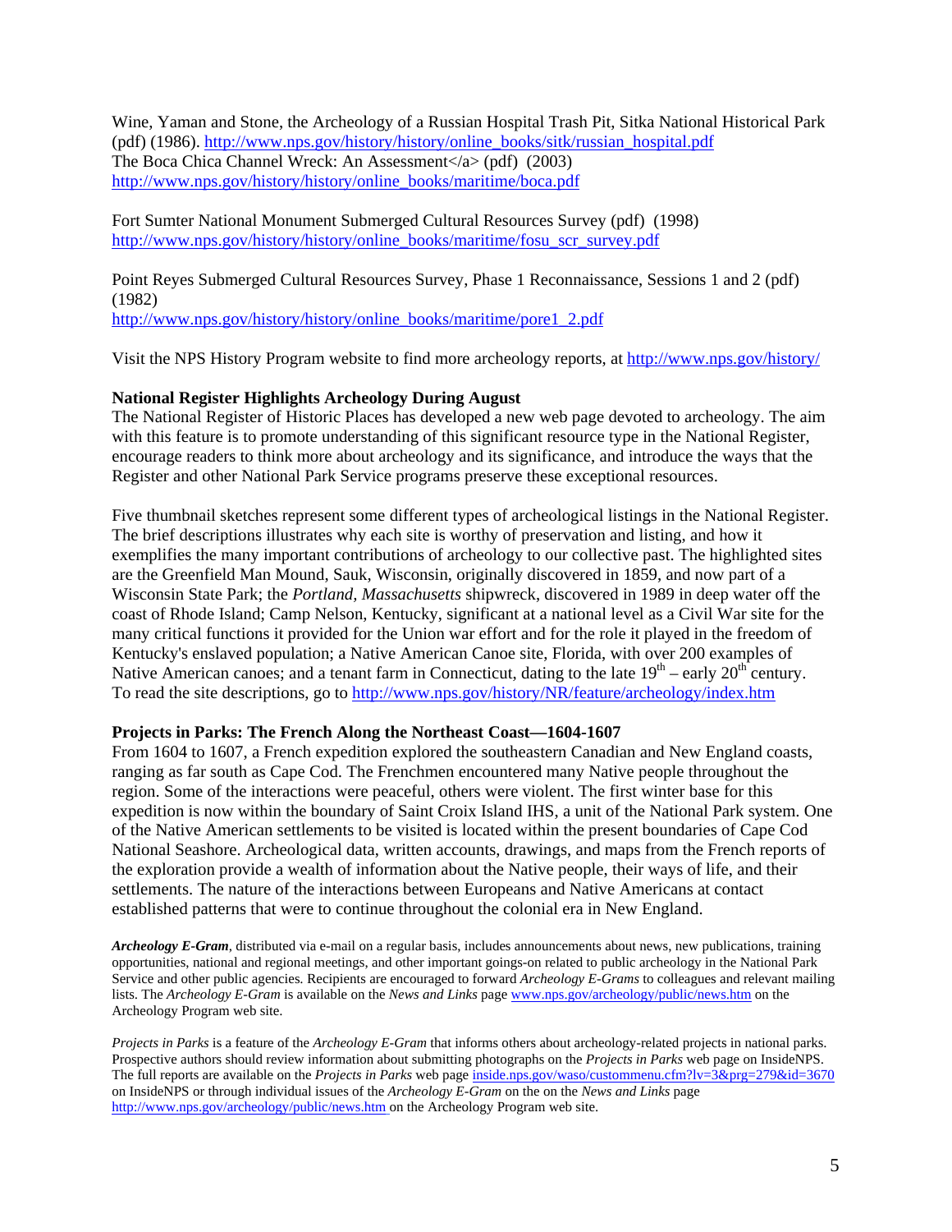Wine, Yaman and Stone, the Archeology of a Russian Hospital Trash Pit, Sitka National Historical Park (pdf) (1986). http://www.nps.gov/history/history/online_books/sitk/russian_hospital.pdf
The Boca Chica Channel Wreck: An Assessment</a> (pdf) (2003)
http://www.nps.gov/history/history/online_books/maritime/boca.pdf

Fort Sumter National Monument Submerged Cultural Resources Survey (pdf) (1998)
http://www.nps.gov/history/history/online_books/maritime/fosu_scr_survey.pdf

Point Reyes Submerged Cultural Resources Survey, Phase 1 Reconnaissance, Sessions 1 and 2 (pdf) (1982)
http://www.nps.gov/history/history/online_books/maritime/pore1_2.pdf

Visit the NPS History Program website to find more archeology reports, at http://www.nps.gov/history/

**National Register Highlights Archeology During August**
The National Register of Historic Places has developed a new web page devoted to archeology. The aim with this feature is to promote understanding of this significant resource type in the National Register, encourage readers to think more about archeology and its significance, and introduce the ways that the Register and other National Park Service programs preserve these exceptional resources.

Five thumbnail sketches represent some different types of archeological listings in the National Register. The brief descriptions illustrates why each site is worthy of preservation and listing, and how it exemplifies the many important contributions of archeology to our collective past. The highlighted sites are the Greenfield Man Mound, Sauk, Wisconsin, originally discovered in 1859, and now part of a Wisconsin State Park; the *Portland, Massachusetts* shipwreck, discovered in 1989 in deep water off the coast of Rhode Island; Camp Nelson, Kentucky, significant at a national level as a Civil War site for the many critical functions it provided for the Union war effort and for the role it played in the freedom of Kentucky's enslaved population; a Native American Canoe site, Florida, with over 200 examples of Native American canoes; and a tenant farm in Connecticut, dating to the late 19th – early 20th century. To read the site descriptions, go to http://www.nps.gov/history/NR/feature/archeology/index.htm

**Projects in Parks: The French Along the Northeast Coast—1604-1607**
From 1604 to 1607, a French expedition explored the southeastern Canadian and New England coasts, ranging as far south as Cape Cod. The Frenchmen encountered many Native people throughout the region. Some of the interactions were peaceful, others were violent. The first winter base for this expedition is now within the boundary of Saint Croix Island IHS, a unit of the National Park system. One of the Native American settlements to be visited is located within the present boundaries of Cape Cod National Seashore. Archeological data, written accounts, drawings, and maps from the French reports of the exploration provide a wealth of information about the Native people, their ways of life, and their settlements. The nature of the interactions between Europeans and Native Americans at contact established patterns that were to continue throughout the colonial era in New England.

***Archeology E-Gram***, distributed via e-mail on a regular basis, includes announcements about news, new publications, training opportunities, national and regional meetings, and other important goings-on related to public archeology in the National Park Service and other public agencies. Recipients are encouraged to forward *Archeology E-Grams* to colleagues and relevant mailing lists. The *Archeology E-Gram* is available on the *News and Links* page www.nps.gov/archeology/public/news.htm on the Archeology Program web site.

*Projects in Parks* is a feature of the *Archeology E-Gram* that informs others about archeology-related projects in national parks. Prospective authors should review information about submitting photographs on the *Projects in Parks* web page on InsideNPS. The full reports are available on the *Projects in Parks* web page inside.nps.gov/waso/custommenu.cfm?lv=3&prg=279&id=3670 on InsideNPS or through individual issues of the *Archeology E-Gram* on the on the *News and Links* page http://www.nps.gov/archeology/public/news.htm on the Archeology Program web site.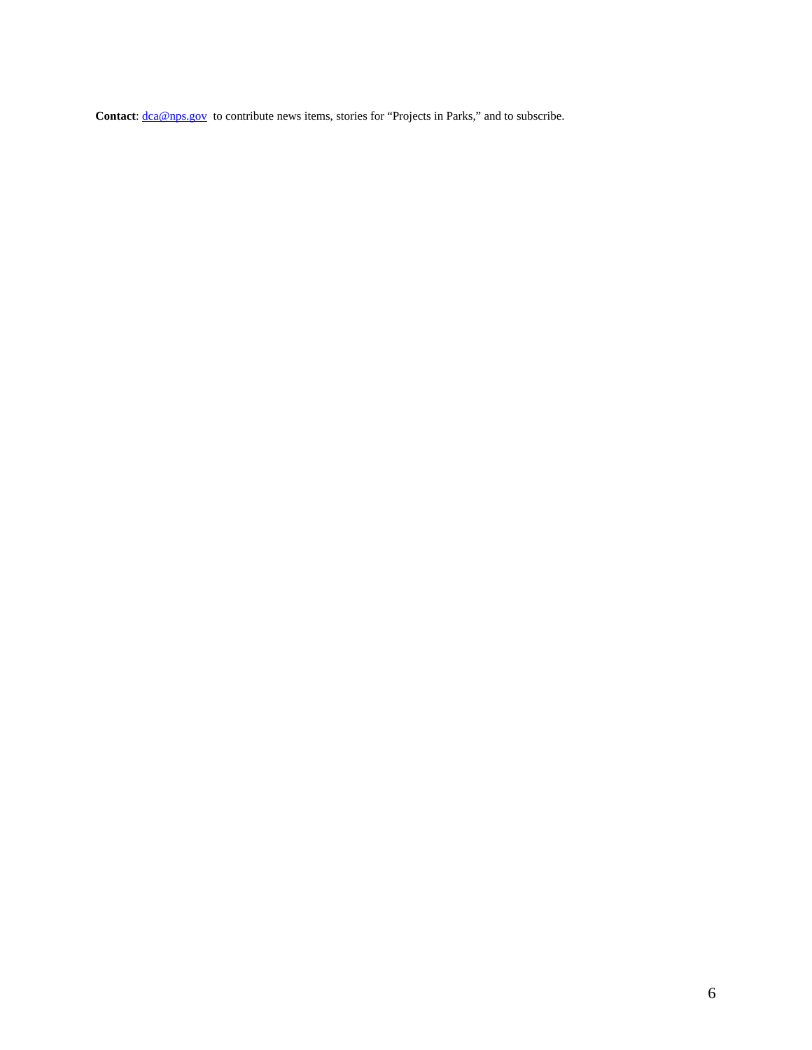**Contact**: [dca@nps.gov](mailto:dca@nps.gov) to contribute news items, stories for "Projects in Parks," and to subscribe.